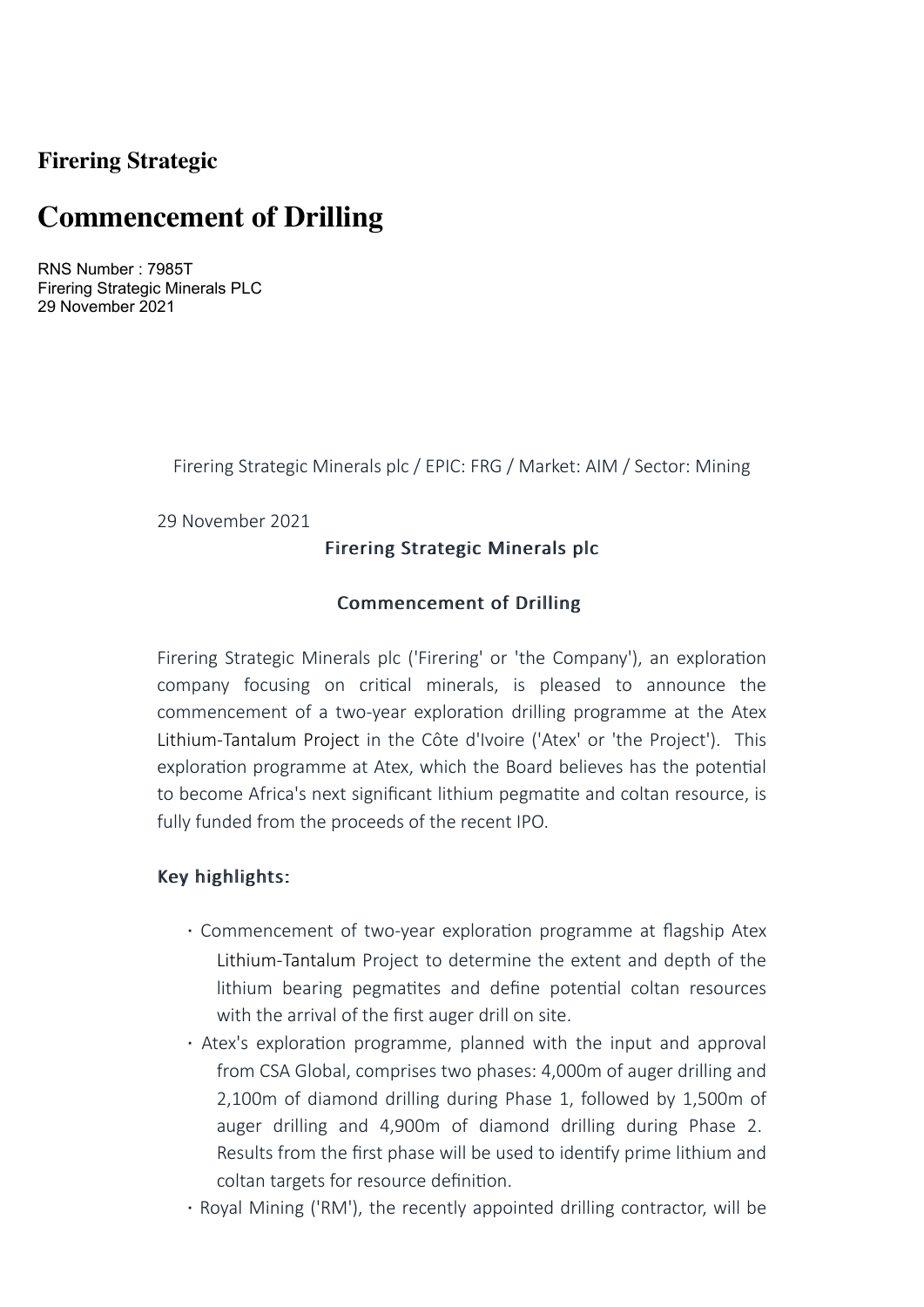# Firering Strategic

## Commencement of Drilling

RNS Number : 7985T
Firering Strategic Minerals PLC
29 November 2021

Firering Strategic Minerals plc / EPIC: FRG / Market: AIM / Sector: Mining

29 November 2021

**Firering Strategic Minerals plc**

**Commencement of Drilling**

Firering Strategic Minerals plc ('Firering' or 'the Company'), an exploration company focusing on critical minerals, is pleased to announce the commencement of a two-year exploration drilling programme at the Atex Lithium-Tantalum Project in the Côte d'Ivoire ('Atex' or 'the Project'). This exploration programme at Atex, which the Board believes has the potential to become Africa's next significant lithium pegmatite and coltan resource, is fully funded from the proceeds of the recent IPO.

**Key highlights:**

- Commencement of two-year exploration programme at flagship Atex Lithium-Tantalum Project to determine the extent and depth of the lithium bearing pegmatites and define potential coltan resources with the arrival of the first auger drill on site.
- Atex's exploration programme, planned with the input and approval from CSA Global, comprises two phases: 4,000m of auger drilling and 2,100m of diamond drilling during Phase 1, followed by 1,500m of auger drilling and 4,900m of diamond drilling during Phase 2. Results from the first phase will be used to identify prime lithium and coltan targets for resource definition.
- Royal Mining ('RM'), the recently appointed drilling contractor, will be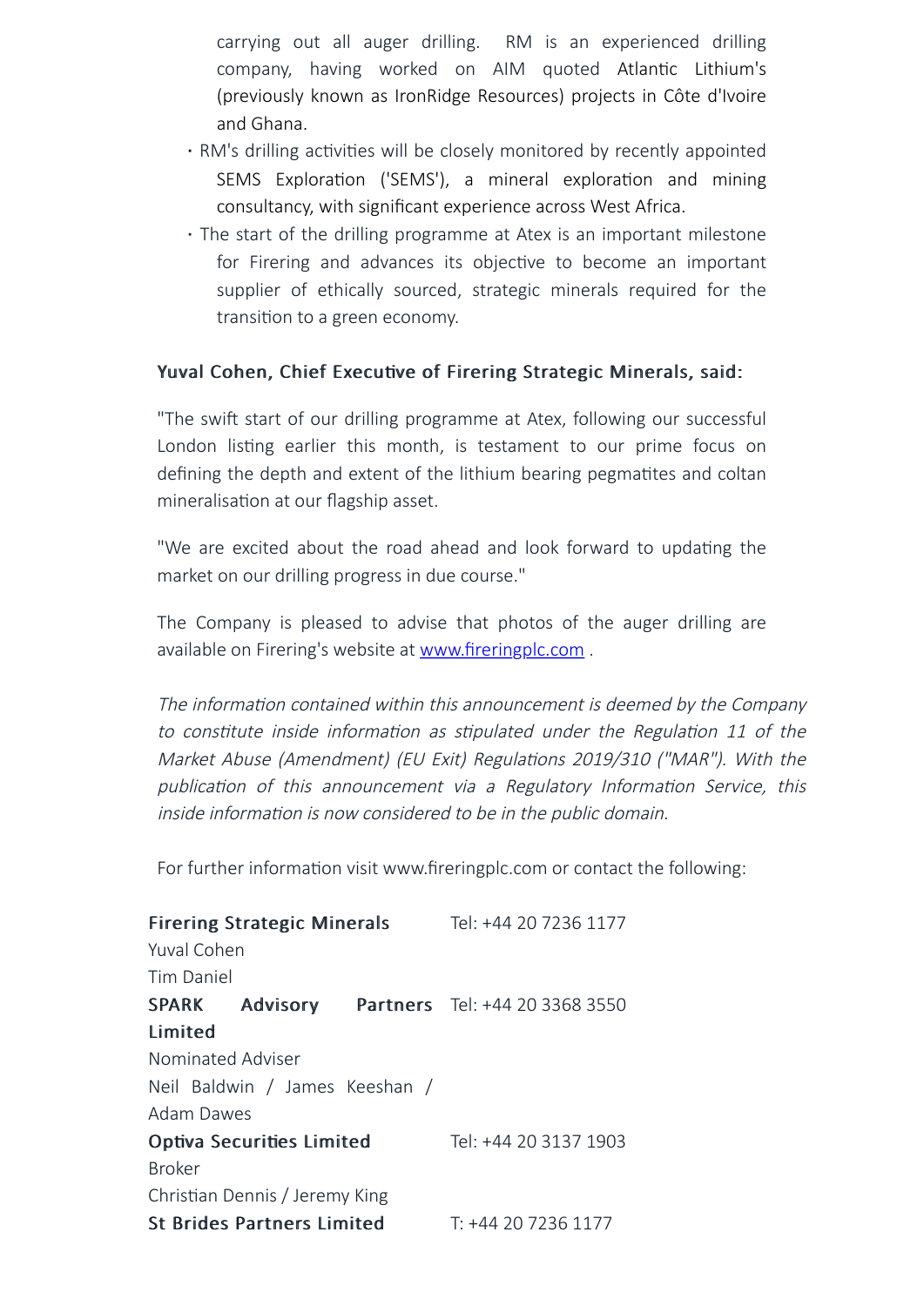carrying out all auger drilling. RM is an experienced drilling company, having worked on AIM quoted Atlantic Lithium's (previously known as IronRidge Resources) projects in Côte d'Ivoire and Ghana.

- RM's drilling activities will be closely monitored by recently appointed SEMS Exploration ('SEMS'), a mineral exploration and mining consultancy, with significant experience across West Africa.
- The start of the drilling programme at Atex is an important milestone for Firering and advances its objective to become an important supplier of ethically sourced, strategic minerals required for the transition to a green economy.

**Yuval Cohen, Chief Executive of Firering Strategic Minerals, said:**

"The swift start of our drilling programme at Atex, following our successful London listing earlier this month, is testament to our prime focus on defining the depth and extent of the lithium bearing pegmatites and coltan mineralisation at our flagship asset.

"We are excited about the road ahead and look forward to updating the market on our drilling progress in due course."

The Company is pleased to advise that photos of the auger drilling are available on Firering's website at [www.fireringplc.com](www.fireringplc.com) .

*The information contained within this announcement is deemed by the Company to constitute inside information as stipulated under the Regulation 11 of the Market Abuse (Amendment) (EU Exit) Regulations 2019/310 ("MAR"). With the publication of this announcement via a Regulatory Information Service, this inside information is now considered to be in the public domain.*

For further information visit www.fireringplc.com or contact the following:

| | |
|---|---|
| **Firering Strategic Minerals** | Tel: +44 20 7236 1177 |
| Yuval Cohen | |
| Tim Daniel | |
| **SPARK Advisory Partners Limited** | Tel: +44 20 3368 3550 |
| Nominated Adviser | |
| Neil Baldwin / James Keeshan / Adam Dawes | |
| **Optiva Securities Limited** | Tel: +44 20 3137 1903 |
| Broker | |
| Christian Dennis / Jeremy King | |
| **St Brides Partners Limited** | T: +44 20 7236 1177 |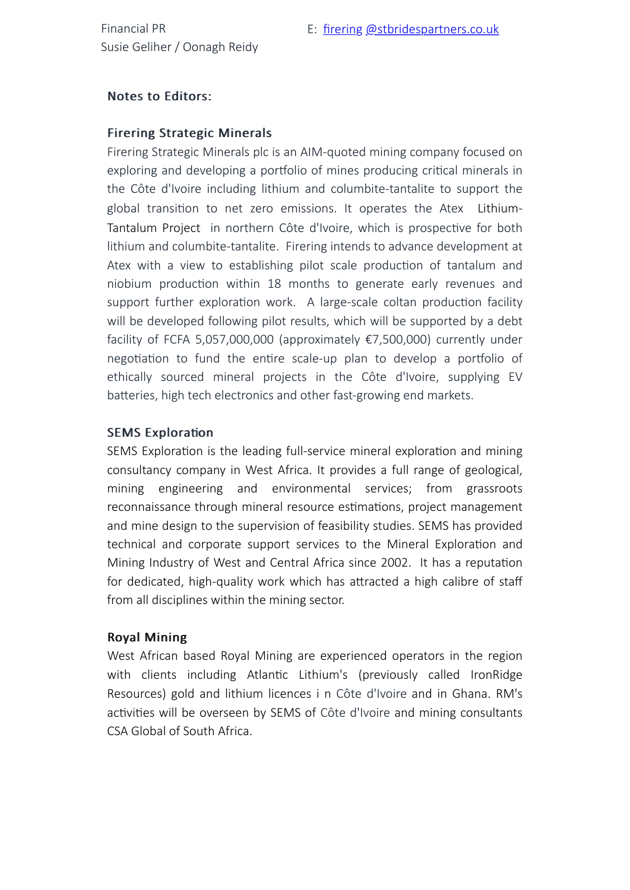Financial PR
Susie Geliher / Oonagh Reidy

E: firering @stbridespartners.co.uk

**Notes to Editors:**

**Firering Strategic Minerals**

Firering Strategic Minerals plc is an AIM-quoted mining company focused on exploring and developing a portfolio of mines producing critical minerals in the Côte d'Ivoire including lithium and columbite-tantalite to support the global transition to net zero emissions. It operates the Atex Lithium-Tantalum Project in northern Côte d'Ivoire, which is prospective for both lithium and columbite-tantalite. Firering intends to advance development at Atex with a view to establishing pilot scale production of tantalum and niobium production within 18 months to generate early revenues and support further exploration work. A large-scale coltan production facility will be developed following pilot results, which will be supported by a debt facility of FCFA 5,057,000,000 (approximately €7,500,000) currently under negotiation to fund the entire scale-up plan to develop a portfolio of ethically sourced mineral projects in the Côte d'Ivoire, supplying EV batteries, high tech electronics and other fast-growing end markets.

**SEMS Exploration**

SEMS Exploration is the leading full-service mineral exploration and mining consultancy company in West Africa. It provides a full range of geological, mining engineering and environmental services; from grassroots reconnaissance through mineral resource estimations, project management and mine design to the supervision of feasibility studies. SEMS has provided technical and corporate support services to the Mineral Exploration and Mining Industry of West and Central Africa since 2002. It has a reputation for dedicated, high-quality work which has attracted a high calibre of staff from all disciplines within the mining sector.

**Royal Mining**

West African based Royal Mining are experienced operators in the region with clients including Atlantic Lithium's (previously called IronRidge Resources) gold and lithium licences i n Côte d'Ivoire and in Ghana. RM's activities will be overseen by SEMS of Côte d'Ivoire and mining consultants CSA Global of South Africa.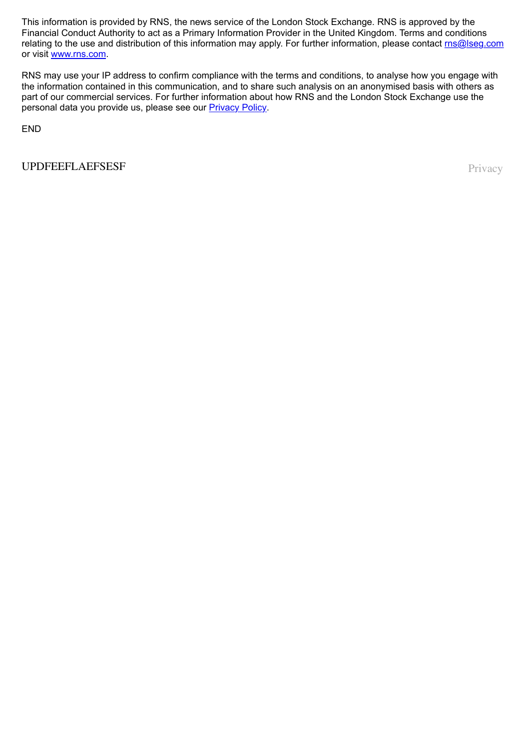This information is provided by RNS, the news service of the London Stock Exchange. RNS is approved by the Financial Conduct Authority to act as a Primary Information Provider in the United Kingdom. Terms and conditions relating to the use and distribution of this information may apply. For further information, please contact [rns@lseg.com](mailto:rns@lseg.com) or visit [www.rns.com](http://www.rns.com).

RNS may use your IP address to confirm compliance with the terms and conditions, to analyse how you engage with the information contained in this communication, and to share such analysis on an anonymised basis with others as part of our commercial services. For further information about how RNS and the London Stock Exchange use the personal data you provide us, please see our [Privacy Policy](Privacy Policy).

END

UPDFEEFLAEFSESF

Privacy